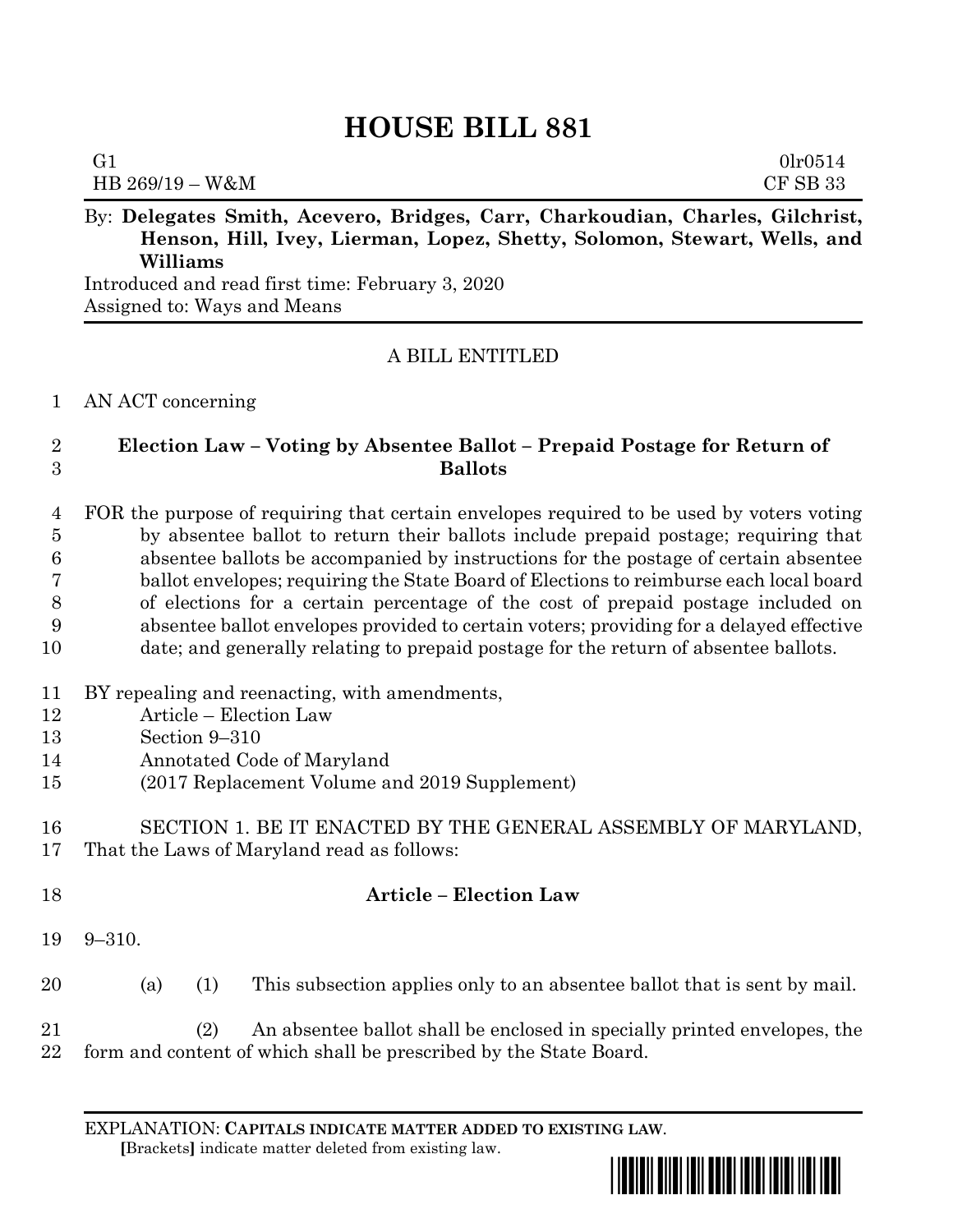# HOUSE BILL 881

G1 0lr0514
HB 269/19 – W&M CF SB 33

By: **Delegates Smith, Acevero, Bridges, Carr, Charkoudian, Charles, Gilchrist, Henson, Hill, Ivey, Lierman, Lopez, Shetty, Solomon, Stewart, Wells, and Williams**

Introduced and read first time: February 3, 2020
Assigned to: Ways and Means

A BILL ENTITLED

1 AN ACT concerning

2 **Election Law – Voting by Absentee Ballot – Prepaid Postage for Return of**
3 **Ballots**

4 FOR the purpose of requiring that certain envelopes required to be used by voters voting
5 by absentee ballot to return their ballots include prepaid postage; requiring that
6 absentee ballots be accompanied by instructions for the postage of certain absentee
7 ballot envelopes; requiring the State Board of Elections to reimburse each local board
8 of elections for a certain percentage of the cost of prepaid postage included on
9 absentee ballot envelopes provided to certain voters; providing for a delayed effective
10 date; and generally relating to prepaid postage for the return of absentee ballots.

11 BY repealing and reenacting, with amendments,
12 Article – Election Law
13 Section 9–310
14 Annotated Code of Maryland
15 (2017 Replacement Volume and 2019 Supplement)

16 SECTION 1. BE IT ENACTED BY THE GENERAL ASSEMBLY OF MARYLAND,
17 That the Laws of Maryland read as follows:

18 **Article – Election Law**

19 9–310.

20 (a) (1) This subsection applies only to an absentee ballot that is sent by mail.

21 (2) An absentee ballot shall be enclosed in specially printed envelopes, the
22 form and content of which shall be prescribed by the State Board.

EXPLANATION: **CAPITALS INDICATE MATTER ADDED TO EXISTING LAW**.
**[**Brackets**]** indicate matter deleted from existing law.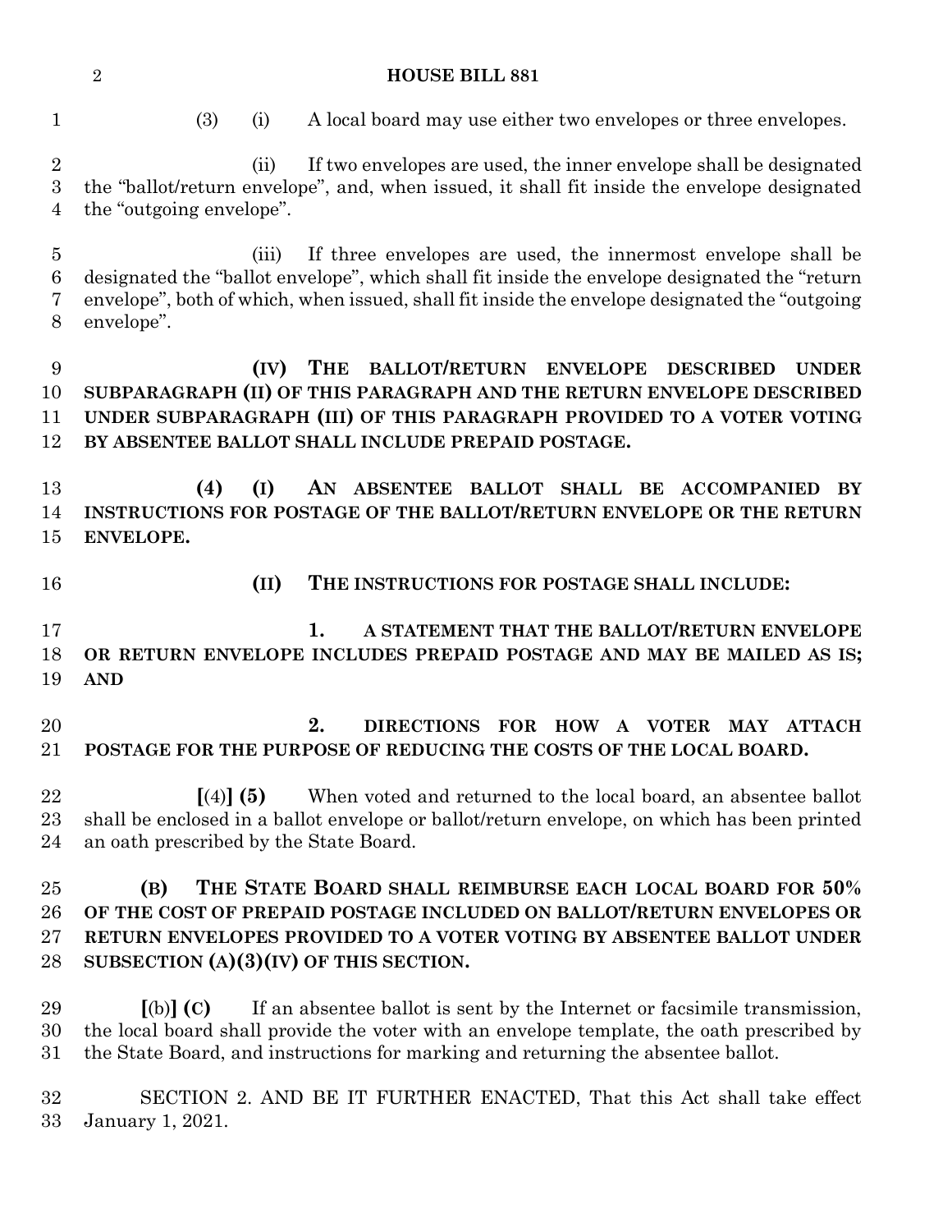(3) (i) A local board may use either two envelopes or three envelopes.

(ii) If two envelopes are used, the inner envelope shall be designated the "ballot/return envelope", and, when issued, it shall fit inside the envelope designated the "outgoing envelope".

(iii) If three envelopes are used, the innermost envelope shall be designated the "ballot envelope", which shall fit inside the envelope designated the "return envelope", both of which, when issued, shall fit inside the envelope designated the "outgoing envelope".

**(IV) THE BALLOT/RETURN ENVELOPE DESCRIBED UNDER SUBPARAGRAPH (II) OF THIS PARAGRAPH AND THE RETURN ENVELOPE DESCRIBED UNDER SUBPARAGRAPH (III) OF THIS PARAGRAPH PROVIDED TO A VOTER VOTING BY ABSENTEE BALLOT SHALL INCLUDE PREPAID POSTAGE.**

**(4) (I) AN ABSENTEE BALLOT SHALL BE ACCOMPANIED BY INSTRUCTIONS FOR POSTAGE OF THE BALLOT/RETURN ENVELOPE OR THE RETURN ENVELOPE.**

**(II) THE INSTRUCTIONS FOR POSTAGE SHALL INCLUDE:**

**1. A STATEMENT THAT THE BALLOT/RETURN ENVELOPE OR RETURN ENVELOPE INCLUDES PREPAID POSTAGE AND MAY BE MAILED AS IS; AND**

**2. DIRECTIONS FOR HOW A VOTER MAY ATTACH POSTAGE FOR THE PURPOSE OF REDUCING THE COSTS OF THE LOCAL BOARD.**

**[**(4)**] (5)** When voted and returned to the local board, an absentee ballot shall be enclosed in a ballot envelope or ballot/return envelope, on which has been printed an oath prescribed by the State Board.

**(B) THE STATE BOARD SHALL REIMBURSE EACH LOCAL BOARD FOR 50% OF THE COST OF PREPAID POSTAGE INCLUDED ON BALLOT/RETURN ENVELOPES OR RETURN ENVELOPES PROVIDED TO A VOTER VOTING BY ABSENTEE BALLOT UNDER SUBSECTION (A)(3)(IV) OF THIS SECTION.**

**[**(b)**] (C)** If an absentee ballot is sent by the Internet or facsimile transmission, the local board shall provide the voter with an envelope template, the oath prescribed by the State Board, and instructions for marking and returning the absentee ballot.

SECTION 2. AND BE IT FURTHER ENACTED, That this Act shall take effect January 1, 2021.